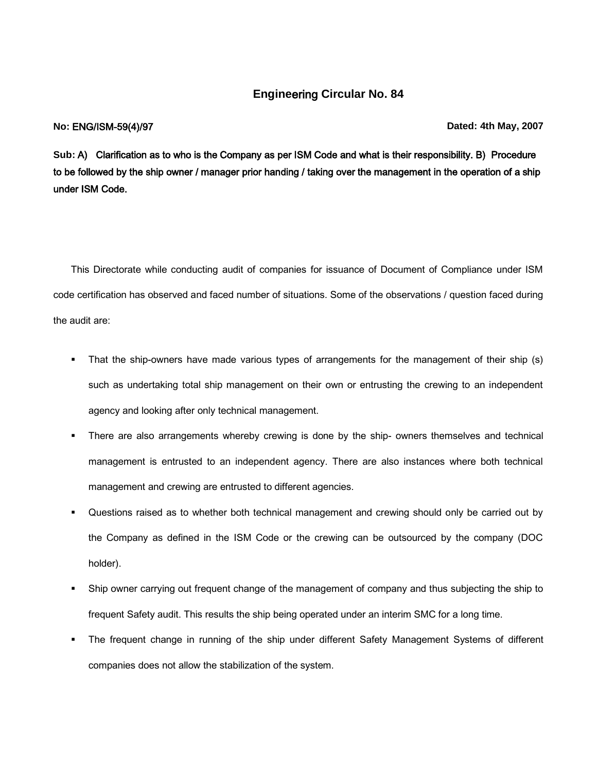# Engineering Circular No. 84

**No: ENG/ISM-59(4)/97** **Dated: 4th May, 2007**

**Sub: A) Clarification as to who is the Company as per ISM Code and what is their responsibility. B) Procedure to be followed by the ship owner / manager prior handing / taking over the management in the operation of a ship under ISM Code.**

This Directorate while conducting audit of companies for issuance of Document of Compliance under ISM code certification has observed and faced number of situations. Some of the observations / question faced during the audit are:

- That the ship-owners have made various types of arrangements for the management of their ship (s) such as undertaking total ship management on their own or entrusting the crewing to an independent agency and looking after only technical management.
- There are also arrangements whereby crewing is done by the ship- owners themselves and technical management is entrusted to an independent agency. There are also instances where both technical management and crewing are entrusted to different agencies.
- Questions raised as to whether both technical management and crewing should only be carried out by the Company as defined in the ISM Code or the crewing can be outsourced by the company (DOC holder).
- Ship owner carrying out frequent change of the management of company and thus subjecting the ship to frequent Safety audit. This results the ship being operated under an interim SMC for a long time.
- The frequent change in running of the ship under different Safety Management Systems of different companies does not allow the stabilization of the system.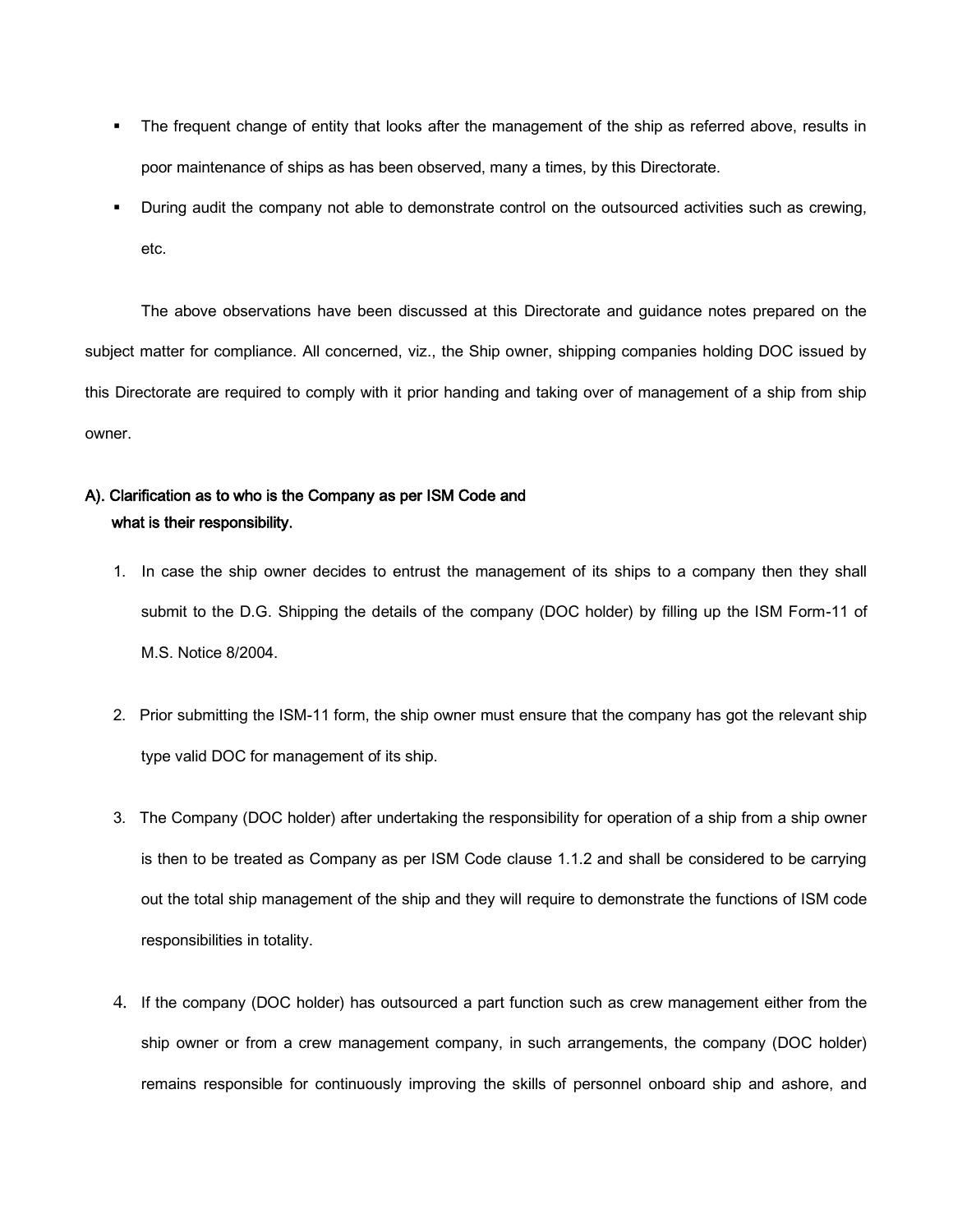- The frequent change of entity that looks after the management of the ship as referred above, results in poor maintenance of ships as has been observed, many a times, by this Directorate.
- During audit the company not able to demonstrate control on the outsourced activities such as crewing, etc.

The above observations have been discussed at this Directorate and guidance notes prepared on the subject matter for compliance. All concerned, viz., the Ship owner, shipping companies holding DOC issued by this Directorate are required to comply with it prior handing and taking over of management of a ship from ship owner.

**A). Clarification as to who is the Company as per ISM Code and what is their responsibility.**

1. In case the ship owner decides to entrust the management of its ships to a company then they shall submit to the D.G. Shipping the details of the company (DOC holder) by filling up the ISM Form-11 of M.S. Notice 8/2004.

2. Prior submitting the ISM-11 form, the ship owner must ensure that the company has got the relevant ship type valid DOC for management of its ship.

3. The Company (DOC holder) after undertaking the responsibility for operation of a ship from a ship owner is then to be treated as Company as per ISM Code clause 1.1.2 and shall be considered to be carrying out the total ship management of the ship and they will require to demonstrate the functions of ISM code responsibilities in totality.

4. If the company (DOC holder) has outsourced a part function such as crew management either from the ship owner or from a crew management company, in such arrangements, the company (DOC holder) remains responsible for continuously improving the skills of personnel onboard ship and ashore, and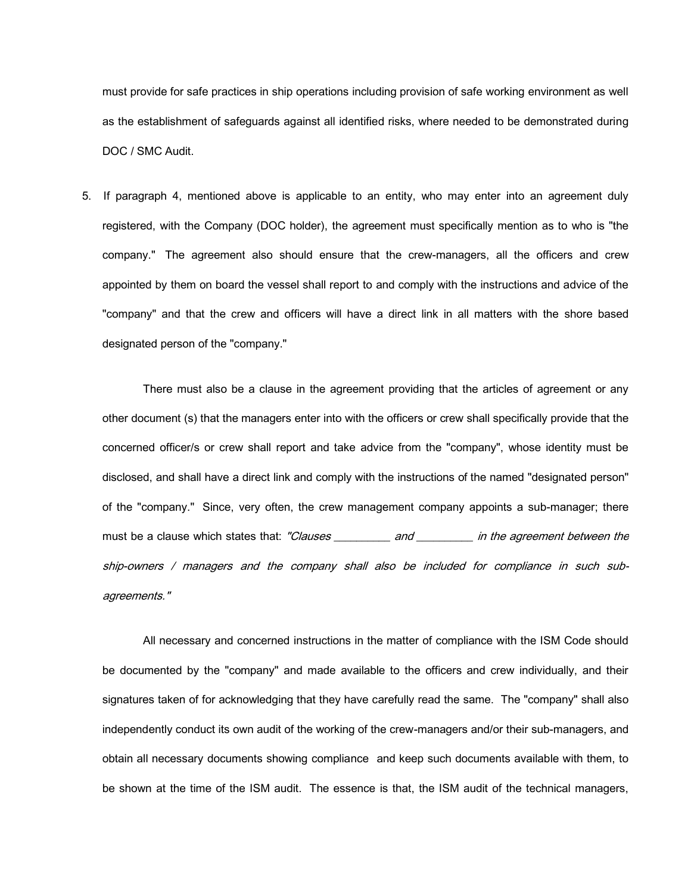must provide for safe practices in ship operations including provision of safe working environment as well as the establishment of safeguards against all identified risks, where needed to be demonstrated during DOC / SMC Audit.

5. If paragraph 4, mentioned above is applicable to an entity, who may enter into an agreement duly registered, with the Company (DOC holder), the agreement must specifically mention as to who is "the company." The agreement also should ensure that the crew-managers, all the officers and crew appointed by them on board the vessel shall report to and comply with the instructions and advice of the "company" and that the crew and officers will have a direct link in all matters with the shore based designated person of the "company."

   There must also be a clause in the agreement providing that the articles of agreement or any other document (s) that the managers enter into with the officers or crew shall specifically provide that the concerned officer/s or crew shall report and take advice from the "company", whose identity must be disclosed, and shall have a direct link and comply with the instructions of the named "designated person" of the "company." Since, very often, the crew management company appoints a sub-manager; there must be a clause which states that: *"Clauses _________ and _________ in the agreement between the ship-owners / managers and the company shall also be included for compliance in such sub-agreements."*

   All necessary and concerned instructions in the matter of compliance with the ISM Code should be documented by the "company" and made available to the officers and crew individually, and their signatures taken of for acknowledging that they have carefully read the same. The "company" shall also independently conduct its own audit of the working of the crew-managers and/or their sub-managers, and obtain all necessary documents showing compliance and keep such documents available with them, to be shown at the time of the ISM audit. The essence is that, the ISM audit of the technical managers,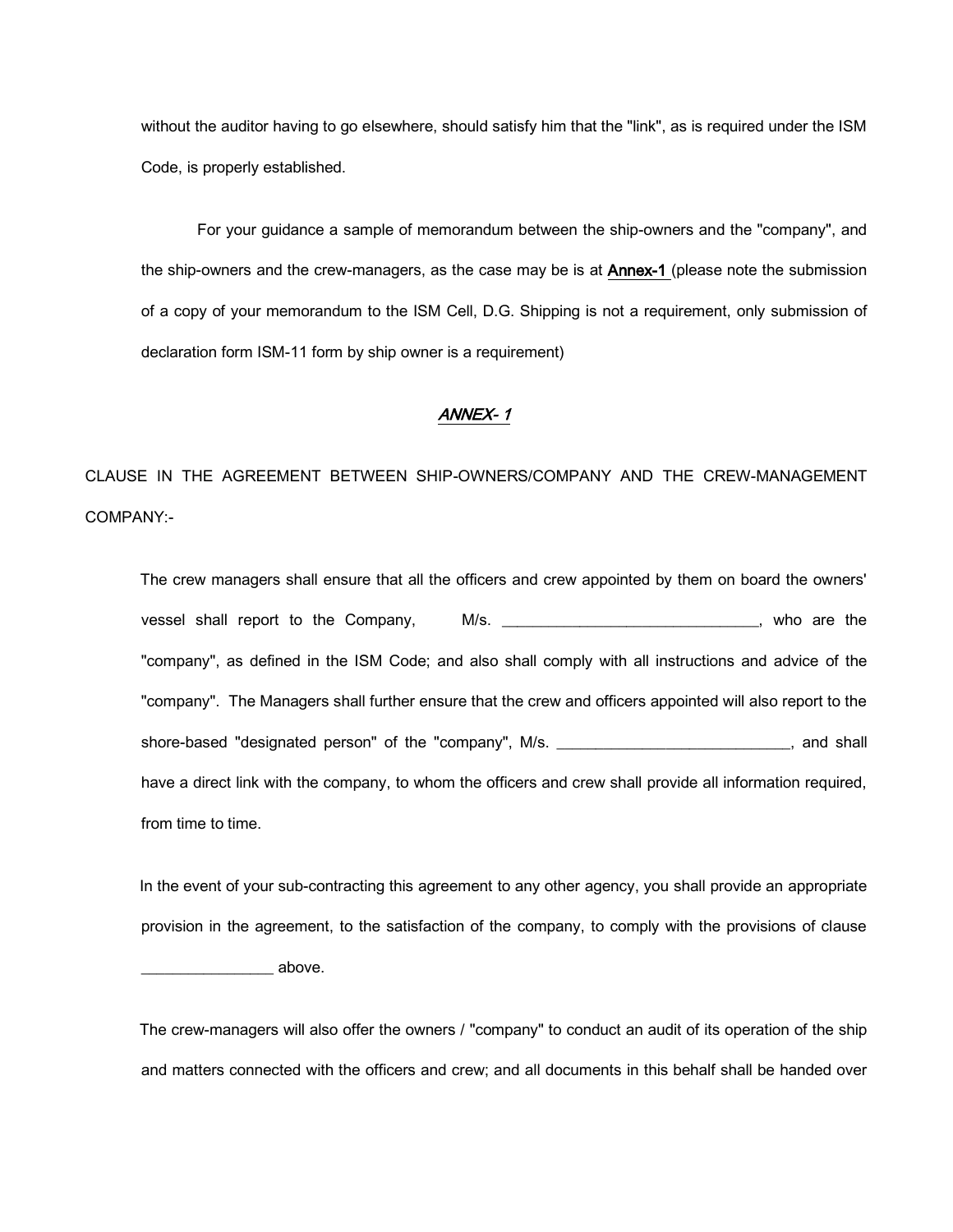without the auditor having to go elsewhere, should satisfy him that the "link", as is required under the ISM Code, is properly established.

For your guidance a sample of memorandum between the ship-owners and the "company", and the ship-owners and the crew-managers, as the case may be is at **Annex-1** (please note the submission of a copy of your memorandum to the ISM Cell, D.G. Shipping is not a requirement, only submission of declaration form ISM-11 form by ship owner is a requirement)

## *ANNEX- 1*

CLAUSE IN THE AGREEMENT BETWEEN SHIP-OWNERS/COMPANY AND THE CREW-MANAGEMENT COMPANY:-

The crew managers shall ensure that all the officers and crew appointed by them on board the owners' vessel shall report to the Company, M/s. ______________________________, who are the "company", as defined in the ISM Code; and also shall comply with all instructions and advice of the "company". The Managers shall further ensure that the crew and officers appointed will also report to the shore-based "designated person" of the "company", M/s. ____________________________, and shall have a direct link with the company, to whom the officers and crew shall provide all information required, from time to time.

In the event of your sub-contracting this agreement to any other agency, you shall provide an appropriate provision in the agreement, to the satisfaction of the company, to comply with the provisions of clause ________________ above.

The crew-managers will also offer the owners / "company" to conduct an audit of its operation of the ship and matters connected with the officers and crew; and all documents in this behalf shall be handed over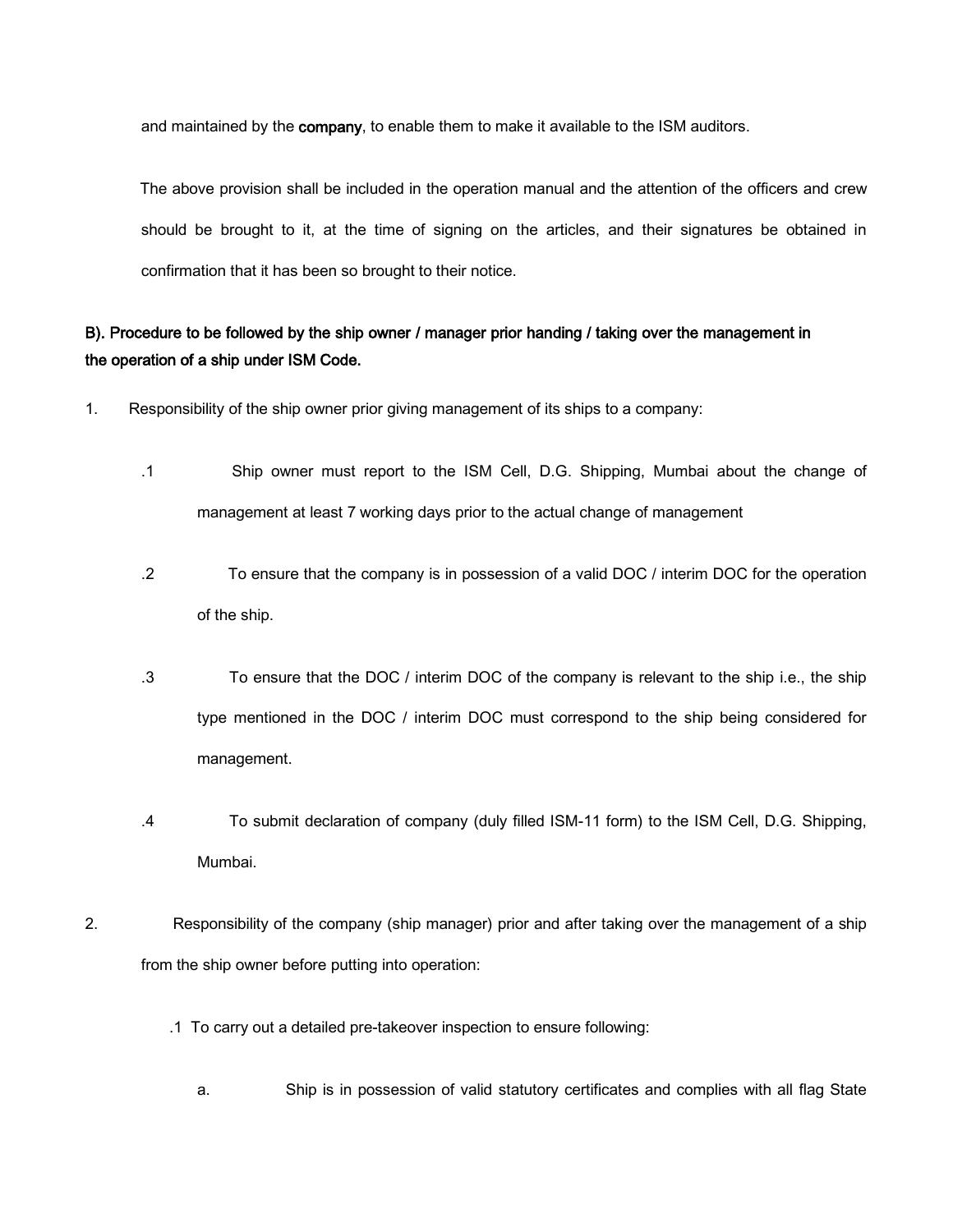and maintained by the **company**, to enable them to make it available to the ISM auditors.

The above provision shall be included in the operation manual and the attention of the officers and crew should be brought to it, at the time of signing on the articles, and their signatures be obtained in confirmation that it has been so brought to their notice.

**B). Procedure to be followed by the ship owner / manager prior handing / taking over the management in the operation of a ship under ISM Code.**

1. Responsibility of the ship owner prior giving management of its ships to a company:

   .1 Ship owner must report to the ISM Cell, D.G. Shipping, Mumbai about the change of management at least 7 working days prior to the actual change of management

   .2 To ensure that the company is in possession of a valid DOC / interim DOC for the operation of the ship.

   .3 To ensure that the DOC / interim DOC of the company is relevant to the ship i.e., the ship type mentioned in the DOC / interim DOC must correspond to the ship being considered for management.

   .4 To submit declaration of company (duly filled ISM-11 form) to the ISM Cell, D.G. Shipping, Mumbai.

2. Responsibility of the company (ship manager) prior and after taking over the management of a ship from the ship owner before putting into operation:

   .1 To carry out a detailed pre-takeover inspection to ensure following:

      a. Ship is in possession of valid statutory certificates and complies with all flag State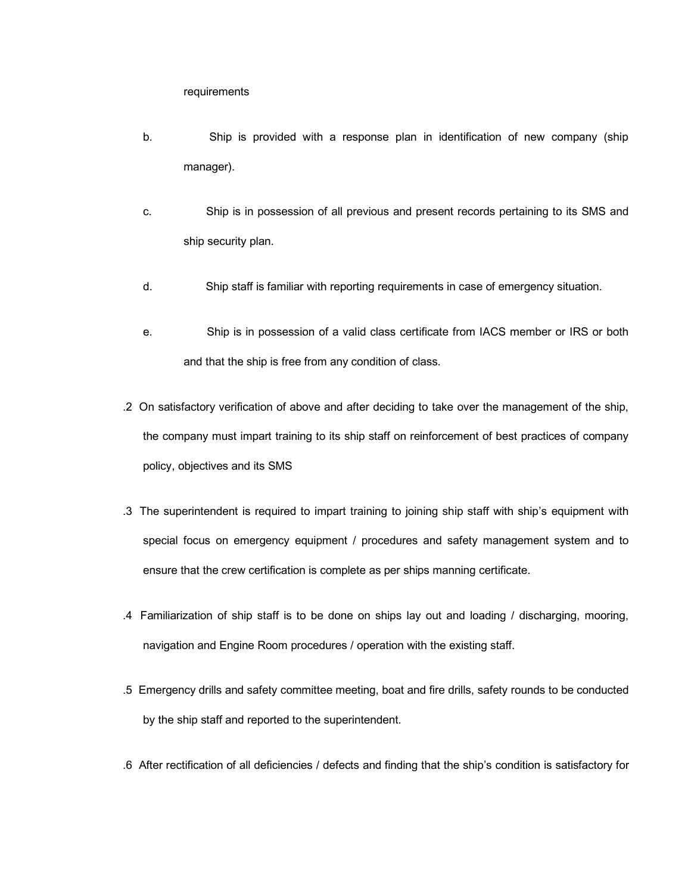requirements

b. Ship is provided with a response plan in identification of new company (ship manager).

c. Ship is in possession of all previous and present records pertaining to its SMS and ship security plan.

d. Ship staff is familiar with reporting requirements in case of emergency situation.

e. Ship is in possession of a valid class certificate from IACS member or IRS or both and that the ship is free from any condition of class.

.2 On satisfactory verification of above and after deciding to take over the management of the ship, the company must impart training to its ship staff on reinforcement of best practices of company policy, objectives and its SMS

.3 The superintendent is required to impart training to joining ship staff with ship's equipment with special focus on emergency equipment / procedures and safety management system and to ensure that the crew certification is complete as per ships manning certificate.

.4 Familiarization of ship staff is to be done on ships lay out and loading / discharging, mooring, navigation and Engine Room procedures / operation with the existing staff.

.5 Emergency drills and safety committee meeting, boat and fire drills, safety rounds to be conducted by the ship staff and reported to the superintendent.

.6 After rectification of all deficiencies / defects and finding that the ship's condition is satisfactory for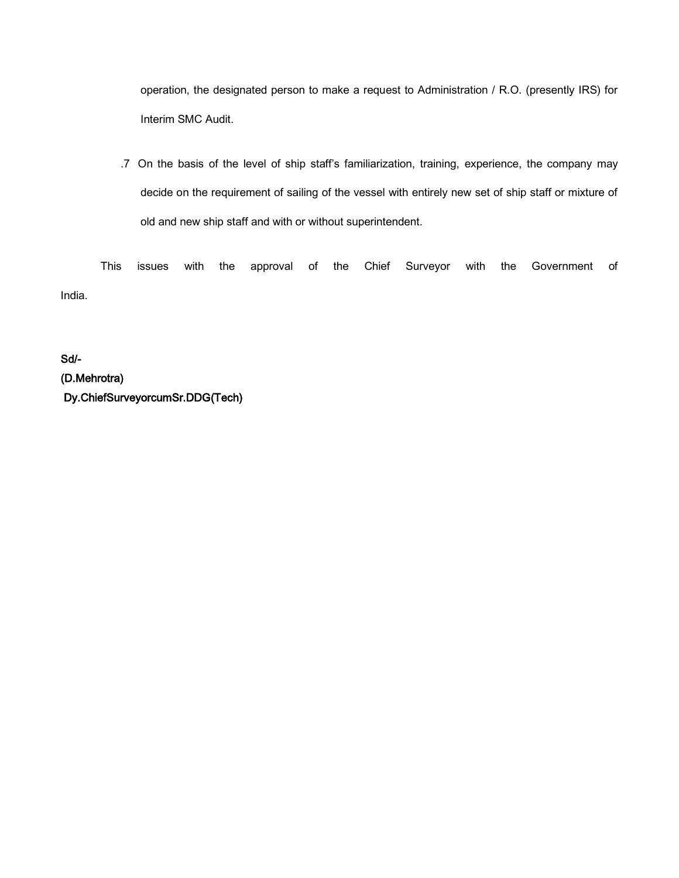operation, the designated person to make a request to Administration / R.O. (presently IRS) for Interim SMC Audit.

.7 On the basis of the level of ship staff's familiarization, training, experience, the company may decide on the requirement of sailing of the vessel with entirely new set of ship staff or mixture of old and new ship staff and with or without superintendent.

This issues with the approval of the Chief Surveyor with the Government of India.

**Sd/-**
**(D.Mehrotra)**
**Dy.ChiefSurveyorcumSr.DDG(Tech)**